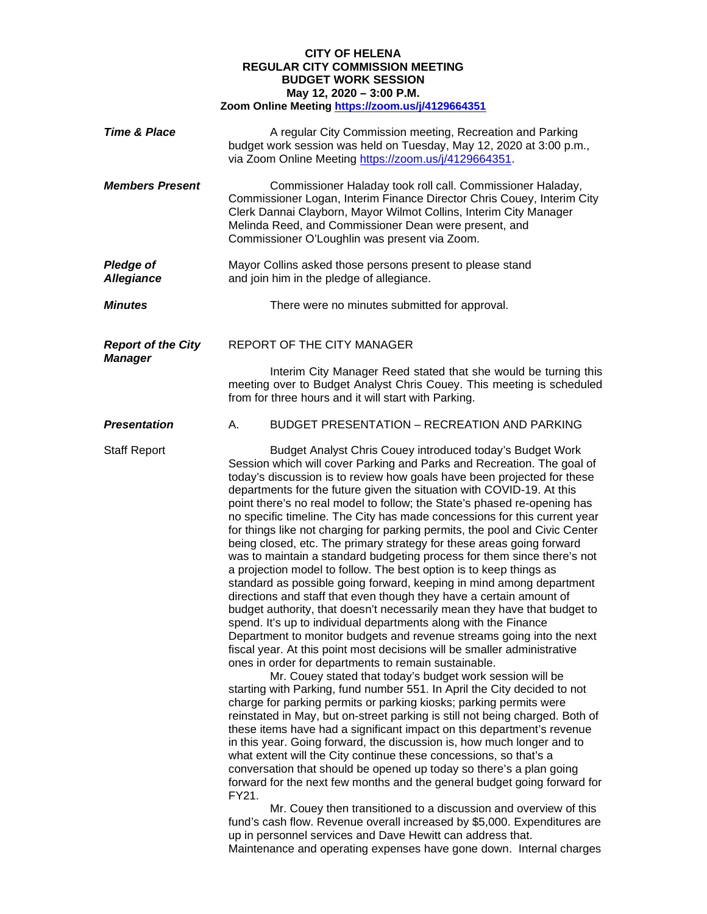**CITY OF HELENA**
**REGULAR CITY COMMISSION MEETING**
**BUDGET WORK SESSION**
**May 12, 2020 – 3:00 P.M.**
**Zoom Online Meeting [https://zoom.us/j/4129664351](https://zoom.us/j/4129664351)**

***Time & Place***

A regular City Commission meeting, Recreation and Parking budget work session was held on Tuesday, May 12, 2020 at 3:00 p.m., via Zoom Online Meeting [https://zoom.us/j/4129664351](https://zoom.us/j/4129664351).

***Members Present***

Commissioner Haladay took roll call. Commissioner Haladay, Commissioner Logan, Interim Finance Director Chris Couey, Interim City Clerk Dannai Clayborn, Mayor Wilmot Collins, Interim City Manager Melinda Reed, and Commissioner Dean were present, and Commissioner O'Loughlin was present via Zoom.

***Pledge of Allegiance***

Mayor Collins asked those persons present to please stand and join him in the pledge of allegiance.

***Minutes***

There were no minutes submitted for approval.

***Report of the City Manager***

REPORT OF THE CITY MANAGER

Interim City Manager Reed stated that she would be turning this meeting over to Budget Analyst Chris Couey. This meeting is scheduled from for three hours and it will start with Parking.

***Presentation***

A. BUDGET PRESENTATION – RECREATION AND PARKING

Staff Report

Budget Analyst Chris Couey introduced today's Budget Work Session which will cover Parking and Parks and Recreation. The goal of today's discussion is to review how goals have been projected for these departments for the future given the situation with COVID-19. At this point there's no real model to follow; the State's phased re-opening has no specific timeline. The City has made concessions for this current year for things like not charging for parking permits, the pool and Civic Center being closed, etc. The primary strategy for these areas going forward was to maintain a standard budgeting process for them since there's not a projection model to follow. The best option is to keep things as standard as possible going forward, keeping in mind among department directions and staff that even though they have a certain amount of budget authority, that doesn't necessarily mean they have that budget to spend. It's up to individual departments along with the Finance Department to monitor budgets and revenue streams going into the next fiscal year. At this point most decisions will be smaller administrative ones in order for departments to remain sustainable.

Mr. Couey stated that today's budget work session will be starting with Parking, fund number 551. In April the City decided to not charge for parking permits or parking kiosks; parking permits were reinstated in May, but on-street parking is still not being charged. Both of these items have had a significant impact on this department's revenue in this year. Going forward, the discussion is, how much longer and to what extent will the City continue these concessions, so that's a conversation that should be opened up today so there's a plan going forward for the next few months and the general budget going forward for FY21.

Mr. Couey then transitioned to a discussion and overview of this fund's cash flow. Revenue overall increased by $5,000. Expenditures are up in personnel services and Dave Hewitt can address that. Maintenance and operating expenses have gone down. Internal charges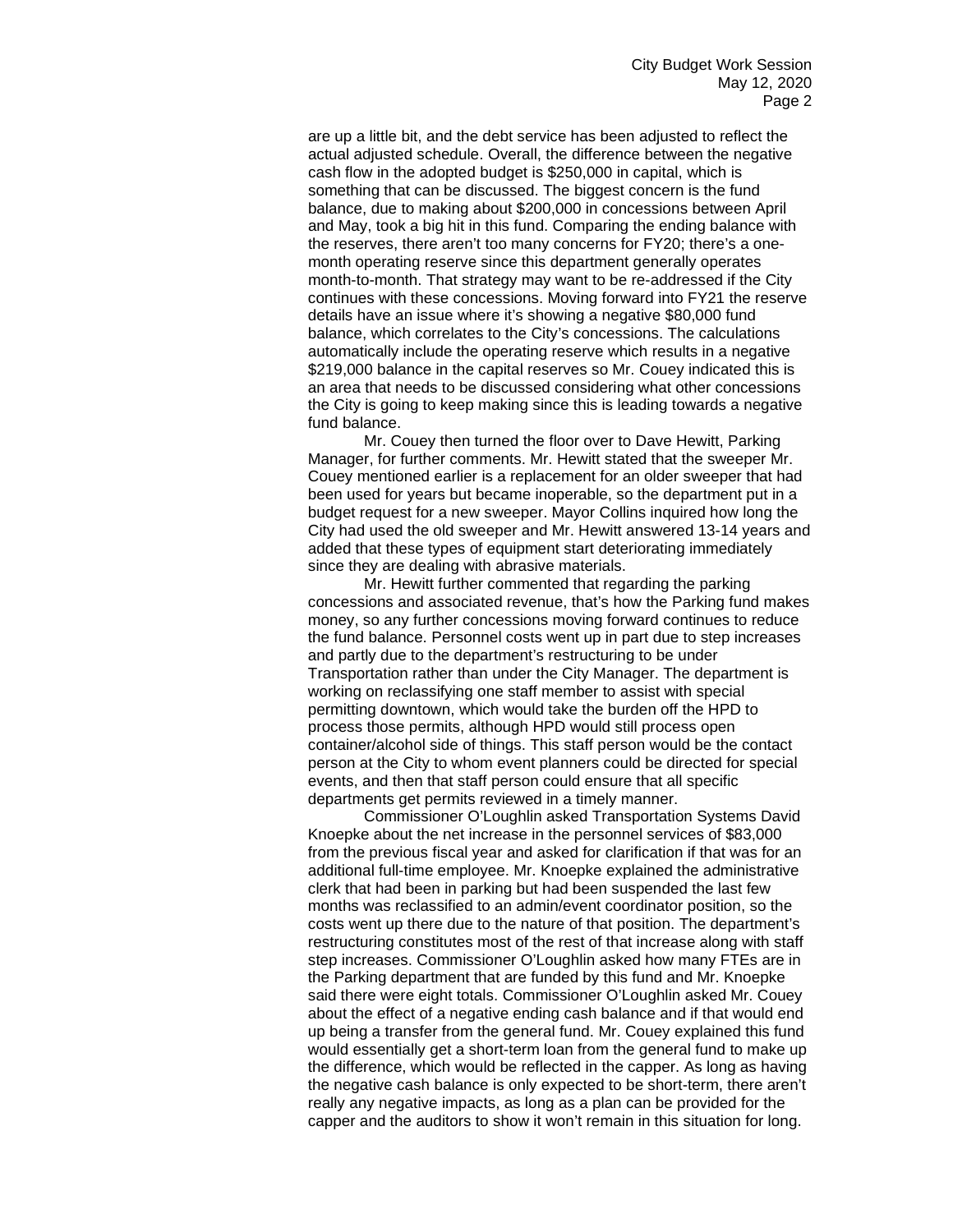are up a little bit, and the debt service has been adjusted to reflect the actual adjusted schedule. Overall, the difference between the negative cash flow in the adopted budget is $250,000 in capital, which is something that can be discussed. The biggest concern is the fund balance, due to making about $200,000 in concessions between April and May, took a big hit in this fund. Comparing the ending balance with the reserves, there aren't too many concerns for FY20; there's a one-month operating reserve since this department generally operates month-to-month. That strategy may want to be re-addressed if the City continues with these concessions. Moving forward into FY21 the reserve details have an issue where it's showing a negative $80,000 fund balance, which correlates to the City's concessions. The calculations automatically include the operating reserve which results in a negative $219,000 balance in the capital reserves so Mr. Couey indicated this is an area that needs to be discussed considering what other concessions the City is going to keep making since this is leading towards a negative fund balance.

Mr. Couey then turned the floor over to Dave Hewitt, Parking Manager, for further comments. Mr. Hewitt stated that the sweeper Mr. Couey mentioned earlier is a replacement for an older sweeper that had been used for years but became inoperable, so the department put in a budget request for a new sweeper. Mayor Collins inquired how long the City had used the old sweeper and Mr. Hewitt answered 13-14 years and added that these types of equipment start deteriorating immediately since they are dealing with abrasive materials.

Mr. Hewitt further commented that regarding the parking concessions and associated revenue, that's how the Parking fund makes money, so any further concessions moving forward continues to reduce the fund balance. Personnel costs went up in part due to step increases and partly due to the department's restructuring to be under Transportation rather than under the City Manager. The department is working on reclassifying one staff member to assist with special permitting downtown, which would take the burden off the HPD to process those permits, although HPD would still process open container/alcohol side of things. This staff person would be the contact person at the City to whom event planners could be directed for special events, and then that staff person could ensure that all specific departments get permits reviewed in a timely manner.

Commissioner O'Loughlin asked Transportation Systems David Knoepke about the net increase in the personnel services of $83,000 from the previous fiscal year and asked for clarification if that was for an additional full-time employee. Mr. Knoepke explained the administrative clerk that had been in parking but had been suspended the last few months was reclassified to an admin/event coordinator position, so the costs went up there due to the nature of that position. The department's restructuring constitutes most of the rest of that increase along with staff step increases. Commissioner O'Loughlin asked how many FTEs are in the Parking department that are funded by this fund and Mr. Knoepke said there were eight totals. Commissioner O'Loughlin asked Mr. Couey about the effect of a negative ending cash balance and if that would end up being a transfer from the general fund. Mr. Couey explained this fund would essentially get a short-term loan from the general fund to make up the difference, which would be reflected in the capper. As long as having the negative cash balance is only expected to be short-term, there aren't really any negative impacts, as long as a plan can be provided for the capper and the auditors to show it won't remain in this situation for long.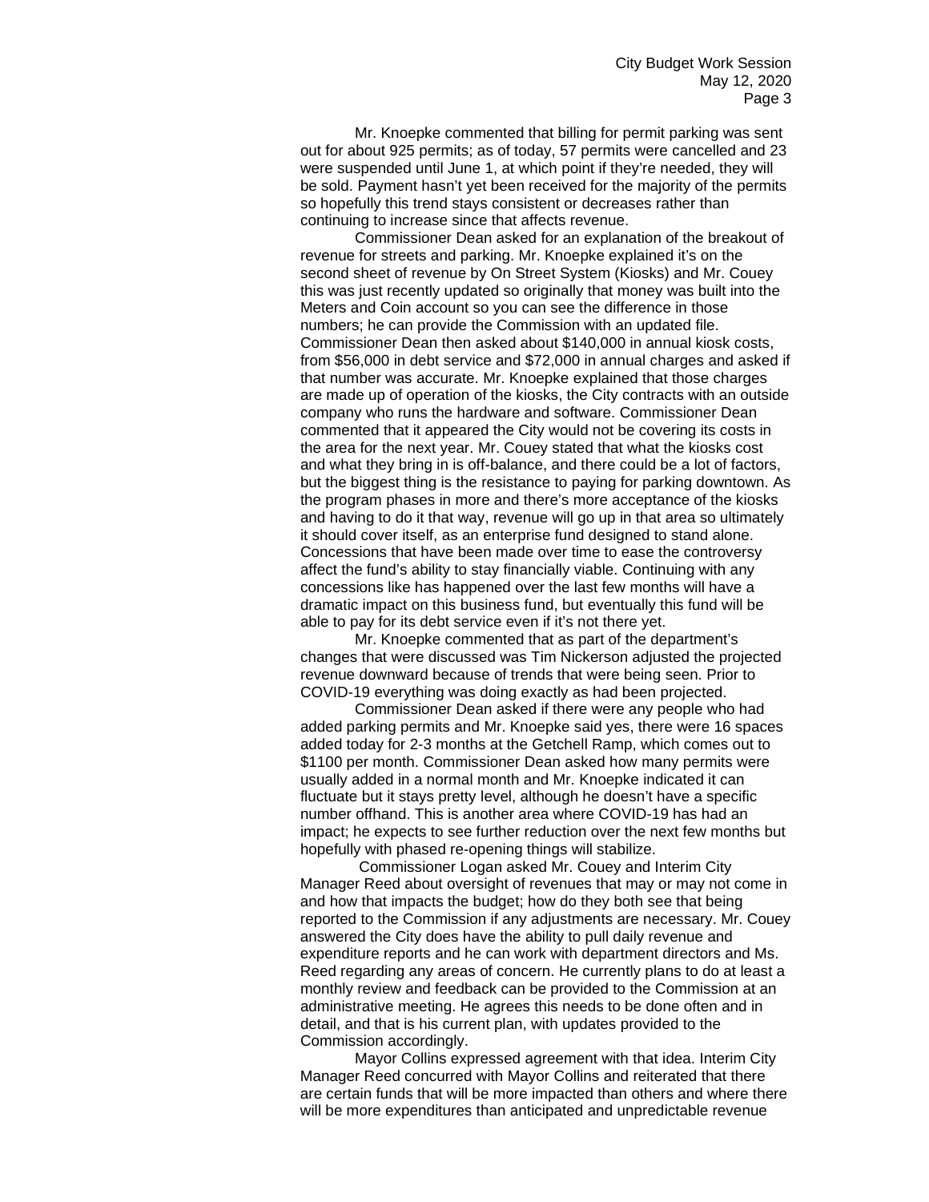Mr. Knoepke commented that billing for permit parking was sent out for about 925 permits; as of today, 57 permits were cancelled and 23 were suspended until June 1, at which point if they're needed, they will be sold. Payment hasn't yet been received for the majority of the permits so hopefully this trend stays consistent or decreases rather than continuing to increase since that affects revenue.

Commissioner Dean asked for an explanation of the breakout of revenue for streets and parking. Mr. Knoepke explained it's on the second sheet of revenue by On Street System (Kiosks) and Mr. Couey this was just recently updated so originally that money was built into the Meters and Coin account so you can see the difference in those numbers; he can provide the Commission with an updated file. Commissioner Dean then asked about $140,000 in annual kiosk costs, from $56,000 in debt service and $72,000 in annual charges and asked if that number was accurate. Mr. Knoepke explained that those charges are made up of operation of the kiosks, the City contracts with an outside company who runs the hardware and software. Commissioner Dean commented that it appeared the City would not be covering its costs in the area for the next year. Mr. Couey stated that what the kiosks cost and what they bring in is off-balance, and there could be a lot of factors, but the biggest thing is the resistance to paying for parking downtown. As the program phases in more and there's more acceptance of the kiosks and having to do it that way, revenue will go up in that area so ultimately it should cover itself, as an enterprise fund designed to stand alone. Concessions that have been made over time to ease the controversy affect the fund's ability to stay financially viable. Continuing with any concessions like has happened over the last few months will have a dramatic impact on this business fund, but eventually this fund will be able to pay for its debt service even if it's not there yet.

Mr. Knoepke commented that as part of the department's changes that were discussed was Tim Nickerson adjusted the projected revenue downward because of trends that were being seen. Prior to COVID-19 everything was doing exactly as had been projected.

Commissioner Dean asked if there were any people who had added parking permits and Mr. Knoepke said yes, there were 16 spaces added today for 2-3 months at the Getchell Ramp, which comes out to $1100 per month. Commissioner Dean asked how many permits were usually added in a normal month and Mr. Knoepke indicated it can fluctuate but it stays pretty level, although he doesn't have a specific number offhand. This is another area where COVID-19 has had an impact; he expects to see further reduction over the next few months but hopefully with phased re-opening things will stabilize.

Commissioner Logan asked Mr. Couey and Interim City Manager Reed about oversight of revenues that may or may not come in and how that impacts the budget; how do they both see that being reported to the Commission if any adjustments are necessary. Mr. Couey answered the City does have the ability to pull daily revenue and expenditure reports and he can work with department directors and Ms. Reed regarding any areas of concern. He currently plans to do at least a monthly review and feedback can be provided to the Commission at an administrative meeting. He agrees this needs to be done often and in detail, and that is his current plan, with updates provided to the Commission accordingly.

Mayor Collins expressed agreement with that idea. Interim City Manager Reed concurred with Mayor Collins and reiterated that there are certain funds that will be more impacted than others and where there will be more expenditures than anticipated and unpredictable revenue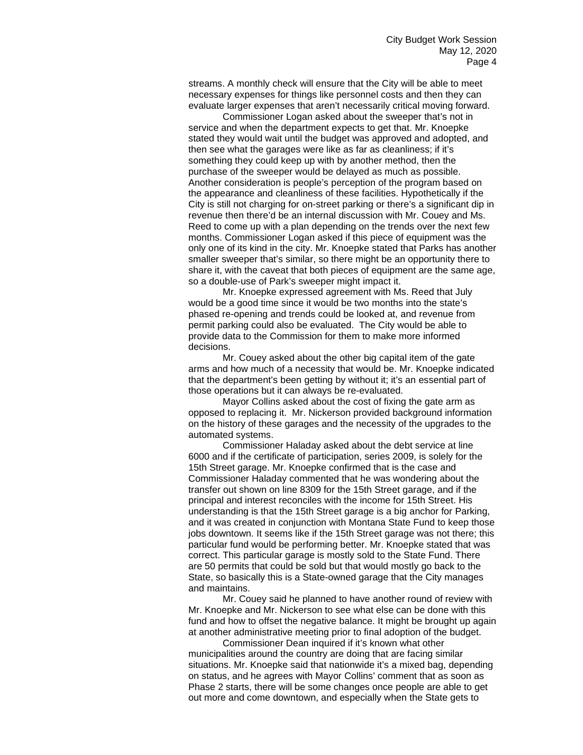streams. A monthly check will ensure that the City will be able to meet necessary expenses for things like personnel costs and then they can evaluate larger expenses that aren't necessarily critical moving forward.

Commissioner Logan asked about the sweeper that's not in service and when the department expects to get that. Mr. Knoepke stated they would wait until the budget was approved and adopted, and then see what the garages were like as far as cleanliness; if it's something they could keep up with by another method, then the purchase of the sweeper would be delayed as much as possible. Another consideration is people's perception of the program based on the appearance and cleanliness of these facilities. Hypothetically if the City is still not charging for on-street parking or there's a significant dip in revenue then there'd be an internal discussion with Mr. Couey and Ms. Reed to come up with a plan depending on the trends over the next few months. Commissioner Logan asked if this piece of equipment was the only one of its kind in the city. Mr. Knoepke stated that Parks has another smaller sweeper that's similar, so there might be an opportunity there to share it, with the caveat that both pieces of equipment are the same age, so a double-use of Park's sweeper might impact it.

Mr. Knoepke expressed agreement with Ms. Reed that July would be a good time since it would be two months into the state's phased re-opening and trends could be looked at, and revenue from permit parking could also be evaluated. The City would be able to provide data to the Commission for them to make more informed decisions.

Mr. Couey asked about the other big capital item of the gate arms and how much of a necessity that would be. Mr. Knoepke indicated that the department's been getting by without it; it's an essential part of those operations but it can always be re-evaluated.

Mayor Collins asked about the cost of fixing the gate arm as opposed to replacing it. Mr. Nickerson provided background information on the history of these garages and the necessity of the upgrades to the automated systems.

Commissioner Haladay asked about the debt service at line 6000 and if the certificate of participation, series 2009, is solely for the 15th Street garage. Mr. Knoepke confirmed that is the case and Commissioner Haladay commented that he was wondering about the transfer out shown on line 8309 for the 15th Street garage, and if the principal and interest reconciles with the income for 15th Street. His understanding is that the 15th Street garage is a big anchor for Parking, and it was created in conjunction with Montana State Fund to keep those jobs downtown. It seems like if the 15th Street garage was not there; this particular fund would be performing better. Mr. Knoepke stated that was correct. This particular garage is mostly sold to the State Fund. There are 50 permits that could be sold but that would mostly go back to the State, so basically this is a State-owned garage that the City manages and maintains.

Mr. Couey said he planned to have another round of review with Mr. Knoepke and Mr. Nickerson to see what else can be done with this fund and how to offset the negative balance. It might be brought up again at another administrative meeting prior to final adoption of the budget.

Commissioner Dean inquired if it's known what other municipalities around the country are doing that are facing similar situations. Mr. Knoepke said that nationwide it's a mixed bag, depending on status, and he agrees with Mayor Collins' comment that as soon as Phase 2 starts, there will be some changes once people are able to get out more and come downtown, and especially when the State gets to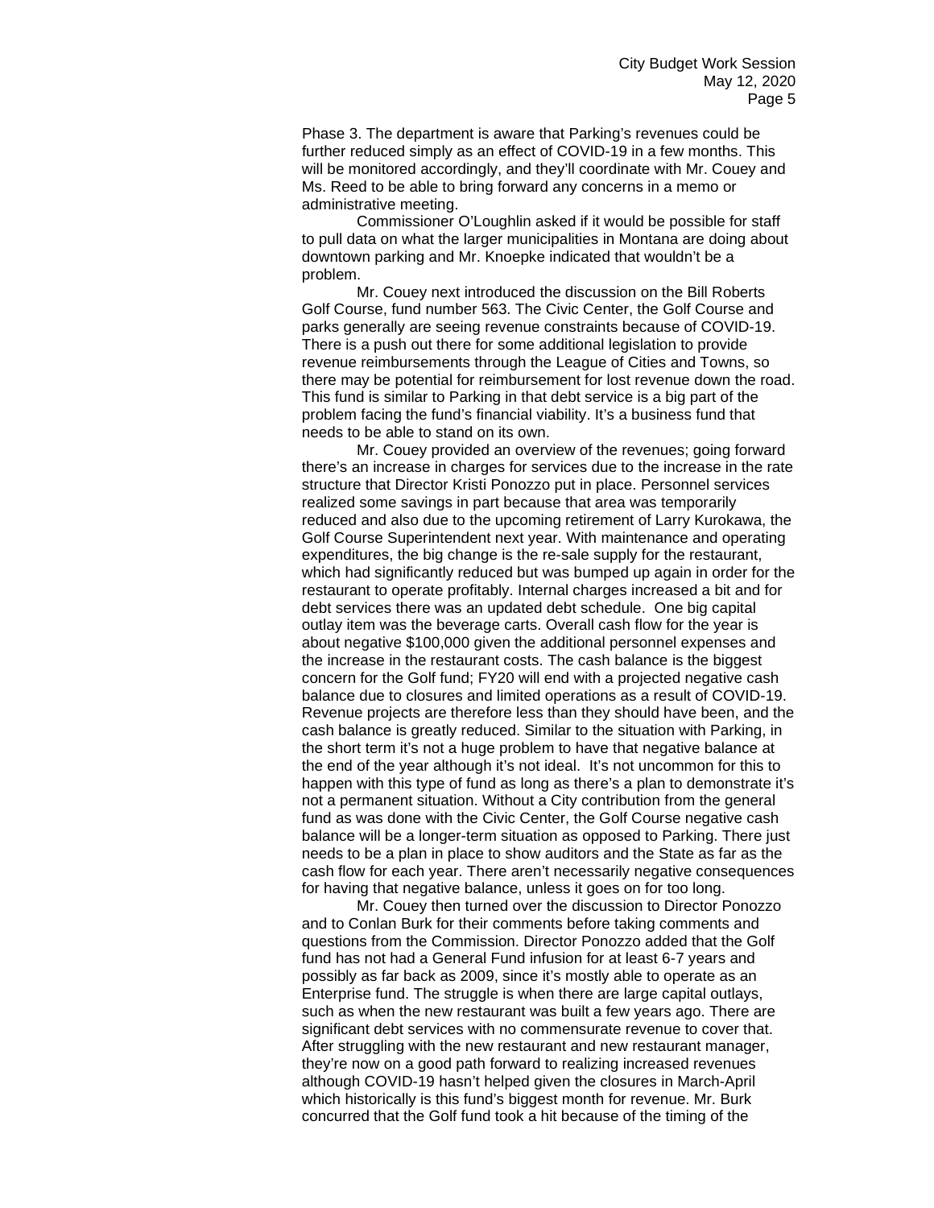Phase 3. The department is aware that Parking's revenues could be further reduced simply as an effect of COVID-19 in a few months. This will be monitored accordingly, and they'll coordinate with Mr. Couey and Ms. Reed to be able to bring forward any concerns in a memo or administrative meeting.

Commissioner O'Loughlin asked if it would be possible for staff to pull data on what the larger municipalities in Montana are doing about downtown parking and Mr. Knoepke indicated that wouldn't be a problem.

Mr. Couey next introduced the discussion on the Bill Roberts Golf Course, fund number 563. The Civic Center, the Golf Course and parks generally are seeing revenue constraints because of COVID-19. There is a push out there for some additional legislation to provide revenue reimbursements through the League of Cities and Towns, so there may be potential for reimbursement for lost revenue down the road. This fund is similar to Parking in that debt service is a big part of the problem facing the fund's financial viability. It's a business fund that needs to be able to stand on its own.

Mr. Couey provided an overview of the revenues; going forward there's an increase in charges for services due to the increase in the rate structure that Director Kristi Ponozzo put in place. Personnel services realized some savings in part because that area was temporarily reduced and also due to the upcoming retirement of Larry Kurokawa, the Golf Course Superintendent next year. With maintenance and operating expenditures, the big change is the re-sale supply for the restaurant, which had significantly reduced but was bumped up again in order for the restaurant to operate profitably. Internal charges increased a bit and for debt services there was an updated debt schedule. One big capital outlay item was the beverage carts. Overall cash flow for the year is about negative $100,000 given the additional personnel expenses and the increase in the restaurant costs. The cash balance is the biggest concern for the Golf fund; FY20 will end with a projected negative cash balance due to closures and limited operations as a result of COVID-19. Revenue projects are therefore less than they should have been, and the cash balance is greatly reduced. Similar to the situation with Parking, in the short term it's not a huge problem to have that negative balance at the end of the year although it's not ideal. It's not uncommon for this to happen with this type of fund as long as there's a plan to demonstrate it's not a permanent situation. Without a City contribution from the general fund as was done with the Civic Center, the Golf Course negative cash balance will be a longer-term situation as opposed to Parking. There just needs to be a plan in place to show auditors and the State as far as the cash flow for each year. There aren't necessarily negative consequences for having that negative balance, unless it goes on for too long.

Mr. Couey then turned over the discussion to Director Ponozzo and to Conlan Burk for their comments before taking comments and questions from the Commission. Director Ponozzo added that the Golf fund has not had a General Fund infusion for at least 6-7 years and possibly as far back as 2009, since it's mostly able to operate as an Enterprise fund. The struggle is when there are large capital outlays, such as when the new restaurant was built a few years ago. There are significant debt services with no commensurate revenue to cover that. After struggling with the new restaurant and new restaurant manager, they're now on a good path forward to realizing increased revenues although COVID-19 hasn't helped given the closures in March-April which historically is this fund's biggest month for revenue. Mr. Burk concurred that the Golf fund took a hit because of the timing of the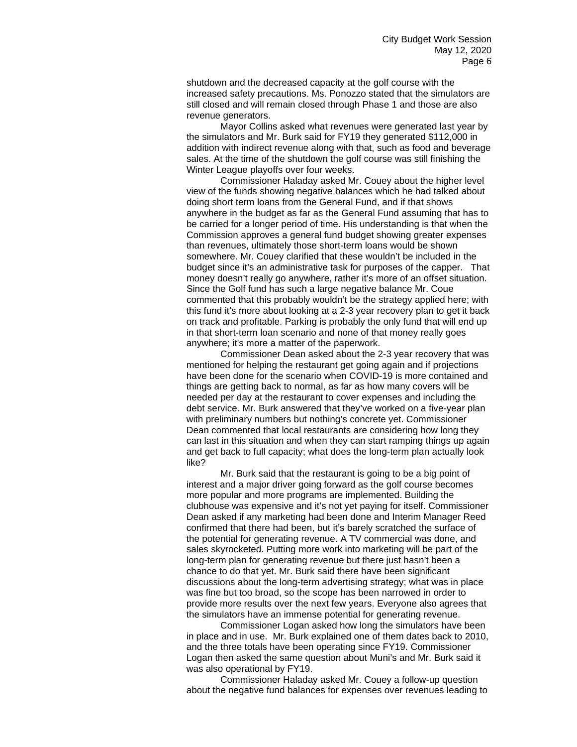shutdown and the decreased capacity at the golf course with the increased safety precautions. Ms. Ponozzo stated that the simulators are still closed and will remain closed through Phase 1 and those are also revenue generators.

Mayor Collins asked what revenues were generated last year by the simulators and Mr. Burk said for FY19 they generated $112,000 in addition with indirect revenue along with that, such as food and beverage sales. At the time of the shutdown the golf course was still finishing the Winter League playoffs over four weeks.

Commissioner Haladay asked Mr. Couey about the higher level view of the funds showing negative balances which he had talked about doing short term loans from the General Fund, and if that shows anywhere in the budget as far as the General Fund assuming that has to be carried for a longer period of time. His understanding is that when the Commission approves a general fund budget showing greater expenses than revenues, ultimately those short-term loans would be shown somewhere. Mr. Couey clarified that these wouldn't be included in the budget since it's an administrative task for purposes of the capper. That money doesn't really go anywhere, rather it's more of an offset situation. Since the Golf fund has such a large negative balance Mr. Coue commented that this probably wouldn't be the strategy applied here; with this fund it's more about looking at a 2-3 year recovery plan to get it back on track and profitable. Parking is probably the only fund that will end up in that short-term loan scenario and none of that money really goes anywhere; it's more a matter of the paperwork.

Commissioner Dean asked about the 2-3 year recovery that was mentioned for helping the restaurant get going again and if projections have been done for the scenario when COVID-19 is more contained and things are getting back to normal, as far as how many covers will be needed per day at the restaurant to cover expenses and including the debt service. Mr. Burk answered that they've worked on a five-year plan with preliminary numbers but nothing's concrete yet. Commissioner Dean commented that local restaurants are considering how long they can last in this situation and when they can start ramping things up again and get back to full capacity; what does the long-term plan actually look like?

Mr. Burk said that the restaurant is going to be a big point of interest and a major driver going forward as the golf course becomes more popular and more programs are implemented. Building the clubhouse was expensive and it's not yet paying for itself. Commissioner Dean asked if any marketing had been done and Interim Manager Reed confirmed that there had been, but it's barely scratched the surface of the potential for generating revenue. A TV commercial was done, and sales skyrocketed. Putting more work into marketing will be part of the long-term plan for generating revenue but there just hasn't been a chance to do that yet. Mr. Burk said there have been significant discussions about the long-term advertising strategy; what was in place was fine but too broad, so the scope has been narrowed in order to provide more results over the next few years. Everyone also agrees that the simulators have an immense potential for generating revenue.

Commissioner Logan asked how long the simulators have been in place and in use. Mr. Burk explained one of them dates back to 2010, and the three totals have been operating since FY19. Commissioner Logan then asked the same question about Muni's and Mr. Burk said it was also operational by FY19.

Commissioner Haladay asked Mr. Couey a follow-up question about the negative fund balances for expenses over revenues leading to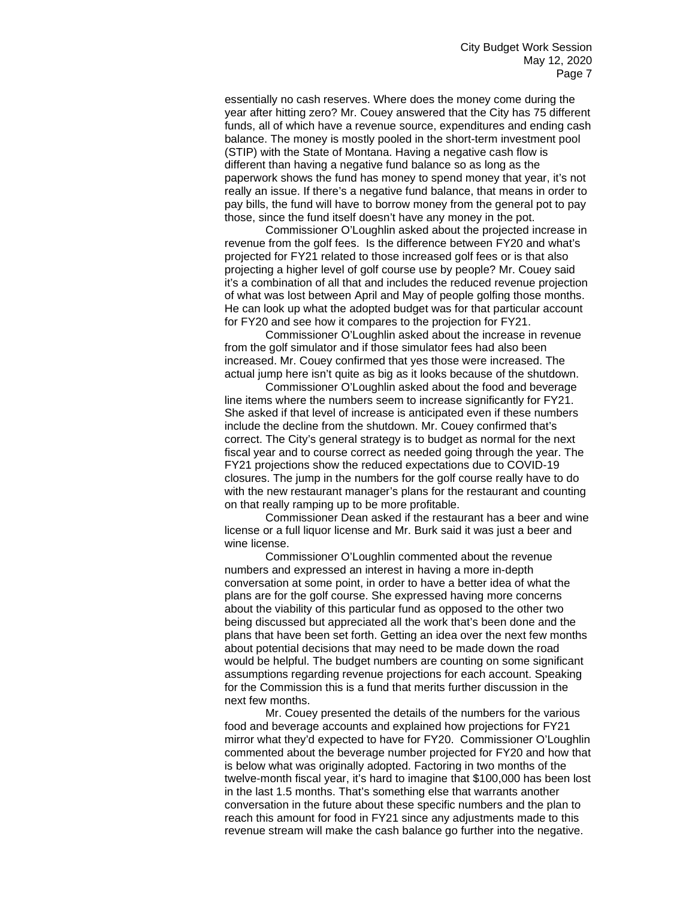essentially no cash reserves. Where does the money come during the year after hitting zero? Mr. Couey answered that the City has 75 different funds, all of which have a revenue source, expenditures and ending cash balance. The money is mostly pooled in the short-term investment pool (STIP) with the State of Montana. Having a negative cash flow is different than having a negative fund balance so as long as the paperwork shows the fund has money to spend money that year, it's not really an issue. If there's a negative fund balance, that means in order to pay bills, the fund will have to borrow money from the general pot to pay those, since the fund itself doesn't have any money in the pot.

Commissioner O'Loughlin asked about the projected increase in revenue from the golf fees. Is the difference between FY20 and what's projected for FY21 related to those increased golf fees or is that also projecting a higher level of golf course use by people? Mr. Couey said it's a combination of all that and includes the reduced revenue projection of what was lost between April and May of people golfing those months. He can look up what the adopted budget was for that particular account for FY20 and see how it compares to the projection for FY21.

Commissioner O'Loughlin asked about the increase in revenue from the golf simulator and if those simulator fees had also been increased. Mr. Couey confirmed that yes those were increased. The actual jump here isn't quite as big as it looks because of the shutdown.

Commissioner O'Loughlin asked about the food and beverage line items where the numbers seem to increase significantly for FY21. She asked if that level of increase is anticipated even if these numbers include the decline from the shutdown. Mr. Couey confirmed that's correct. The City's general strategy is to budget as normal for the next fiscal year and to course correct as needed going through the year. The FY21 projections show the reduced expectations due to COVID-19 closures. The jump in the numbers for the golf course really have to do with the new restaurant manager's plans for the restaurant and counting on that really ramping up to be more profitable.

Commissioner Dean asked if the restaurant has a beer and wine license or a full liquor license and Mr. Burk said it was just a beer and wine license.

Commissioner O'Loughlin commented about the revenue numbers and expressed an interest in having a more in-depth conversation at some point, in order to have a better idea of what the plans are for the golf course. She expressed having more concerns about the viability of this particular fund as opposed to the other two being discussed but appreciated all the work that's been done and the plans that have been set forth. Getting an idea over the next few months about potential decisions that may need to be made down the road would be helpful. The budget numbers are counting on some significant assumptions regarding revenue projections for each account. Speaking for the Commission this is a fund that merits further discussion in the next few months.

Mr. Couey presented the details of the numbers for the various food and beverage accounts and explained how projections for FY21 mirror what they'd expected to have for FY20. Commissioner O'Loughlin commented about the beverage number projected for FY20 and how that is below what was originally adopted. Factoring in two months of the twelve-month fiscal year, it's hard to imagine that $100,000 has been lost in the last 1.5 months. That's something else that warrants another conversation in the future about these specific numbers and the plan to reach this amount for food in FY21 since any adjustments made to this revenue stream will make the cash balance go further into the negative.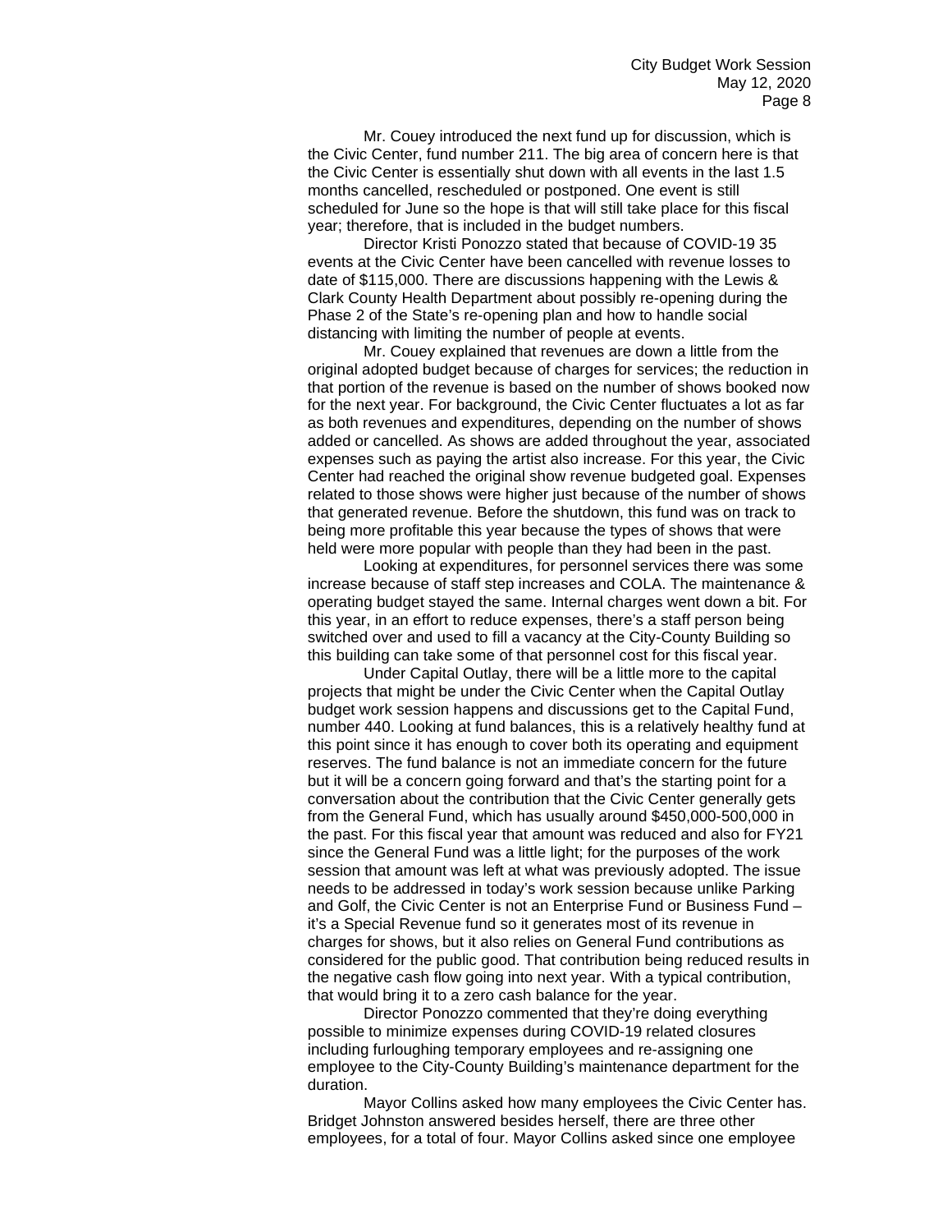Mr. Couey introduced the next fund up for discussion, which is the Civic Center, fund number 211. The big area of concern here is that the Civic Center is essentially shut down with all events in the last 1.5 months cancelled, rescheduled or postponed. One event is still scheduled for June so the hope is that will still take place for this fiscal year; therefore, that is included in the budget numbers.

Director Kristi Ponozzo stated that because of COVID-19 35 events at the Civic Center have been cancelled with revenue losses to date of $115,000. There are discussions happening with the Lewis & Clark County Health Department about possibly re-opening during the Phase 2 of the State's re-opening plan and how to handle social distancing with limiting the number of people at events.

Mr. Couey explained that revenues are down a little from the original adopted budget because of charges for services; the reduction in that portion of the revenue is based on the number of shows booked now for the next year. For background, the Civic Center fluctuates a lot as far as both revenues and expenditures, depending on the number of shows added or cancelled. As shows are added throughout the year, associated expenses such as paying the artist also increase. For this year, the Civic Center had reached the original show revenue budgeted goal. Expenses related to those shows were higher just because of the number of shows that generated revenue. Before the shutdown, this fund was on track to being more profitable this year because the types of shows that were held were more popular with people than they had been in the past.

Looking at expenditures, for personnel services there was some increase because of staff step increases and COLA. The maintenance & operating budget stayed the same. Internal charges went down a bit. For this year, in an effort to reduce expenses, there's a staff person being switched over and used to fill a vacancy at the City-County Building so this building can take some of that personnel cost for this fiscal year.

Under Capital Outlay, there will be a little more to the capital projects that might be under the Civic Center when the Capital Outlay budget work session happens and discussions get to the Capital Fund, number 440. Looking at fund balances, this is a relatively healthy fund at this point since it has enough to cover both its operating and equipment reserves. The fund balance is not an immediate concern for the future but it will be a concern going forward and that's the starting point for a conversation about the contribution that the Civic Center generally gets from the General Fund, which has usually around $450,000-500,000 in the past. For this fiscal year that amount was reduced and also for FY21 since the General Fund was a little light; for the purposes of the work session that amount was left at what was previously adopted. The issue needs to be addressed in today's work session because unlike Parking and Golf, the Civic Center is not an Enterprise Fund or Business Fund – it's a Special Revenue fund so it generates most of its revenue in charges for shows, but it also relies on General Fund contributions as considered for the public good. That contribution being reduced results in the negative cash flow going into next year. With a typical contribution, that would bring it to a zero cash balance for the year.

Director Ponozzo commented that they're doing everything possible to minimize expenses during COVID-19 related closures including furloughing temporary employees and re-assigning one employee to the City-County Building's maintenance department for the duration.

Mayor Collins asked how many employees the Civic Center has. Bridget Johnston answered besides herself, there are three other employees, for a total of four. Mayor Collins asked since one employee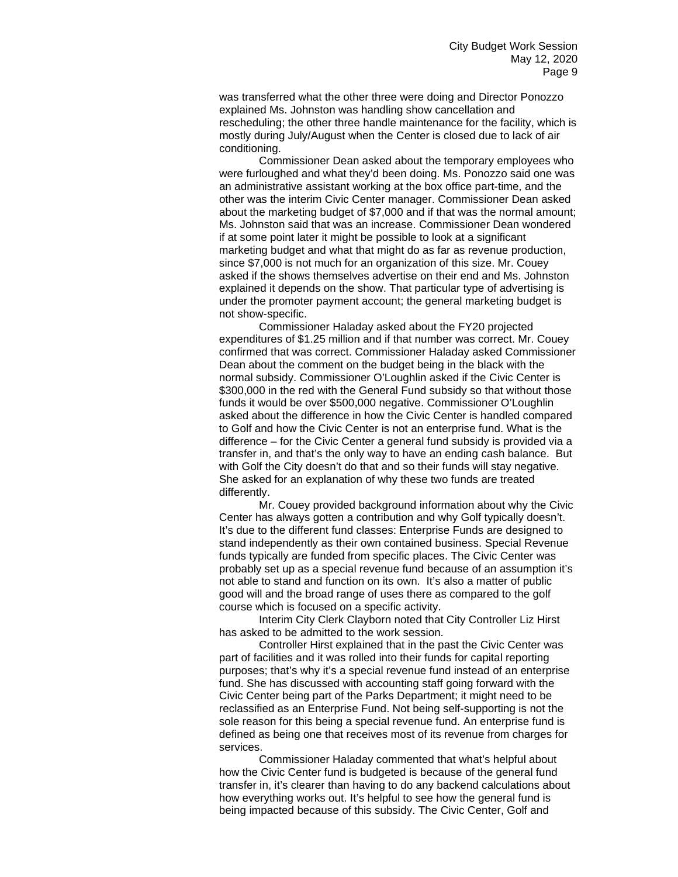was transferred what the other three were doing and Director Ponozzo explained Ms. Johnston was handling show cancellation and rescheduling; the other three handle maintenance for the facility, which is mostly during July/August when the Center is closed due to lack of air conditioning.

Commissioner Dean asked about the temporary employees who were furloughed and what they'd been doing. Ms. Ponozzo said one was an administrative assistant working at the box office part-time, and the other was the interim Civic Center manager. Commissioner Dean asked about the marketing budget of $7,000 and if that was the normal amount; Ms. Johnston said that was an increase. Commissioner Dean wondered if at some point later it might be possible to look at a significant marketing budget and what that might do as far as revenue production, since $7,000 is not much for an organization of this size. Mr. Couey asked if the shows themselves advertise on their end and Ms. Johnston explained it depends on the show. That particular type of advertising is under the promoter payment account; the general marketing budget is not show-specific.

Commissioner Haladay asked about the FY20 projected expenditures of $1.25 million and if that number was correct. Mr. Couey confirmed that was correct. Commissioner Haladay asked Commissioner Dean about the comment on the budget being in the black with the normal subsidy. Commissioner O'Loughlin asked if the Civic Center is $300,000 in the red with the General Fund subsidy so that without those funds it would be over $500,000 negative. Commissioner O'Loughlin asked about the difference in how the Civic Center is handled compared to Golf and how the Civic Center is not an enterprise fund. What is the difference – for the Civic Center a general fund subsidy is provided via a transfer in, and that's the only way to have an ending cash balance. But with Golf the City doesn't do that and so their funds will stay negative. She asked for an explanation of why these two funds are treated differently.

Mr. Couey provided background information about why the Civic Center has always gotten a contribution and why Golf typically doesn't. It's due to the different fund classes: Enterprise Funds are designed to stand independently as their own contained business. Special Revenue funds typically are funded from specific places. The Civic Center was probably set up as a special revenue fund because of an assumption it's not able to stand and function on its own. It's also a matter of public good will and the broad range of uses there as compared to the golf course which is focused on a specific activity.

Interim City Clerk Clayborn noted that City Controller Liz Hirst has asked to be admitted to the work session.

Controller Hirst explained that in the past the Civic Center was part of facilities and it was rolled into their funds for capital reporting purposes; that's why it's a special revenue fund instead of an enterprise fund. She has discussed with accounting staff going forward with the Civic Center being part of the Parks Department; it might need to be reclassified as an Enterprise Fund. Not being self-supporting is not the sole reason for this being a special revenue fund. An enterprise fund is defined as being one that receives most of its revenue from charges for services.

Commissioner Haladay commented that what's helpful about how the Civic Center fund is budgeted is because of the general fund transfer in, it's clearer than having to do any backend calculations about how everything works out. It's helpful to see how the general fund is being impacted because of this subsidy. The Civic Center, Golf and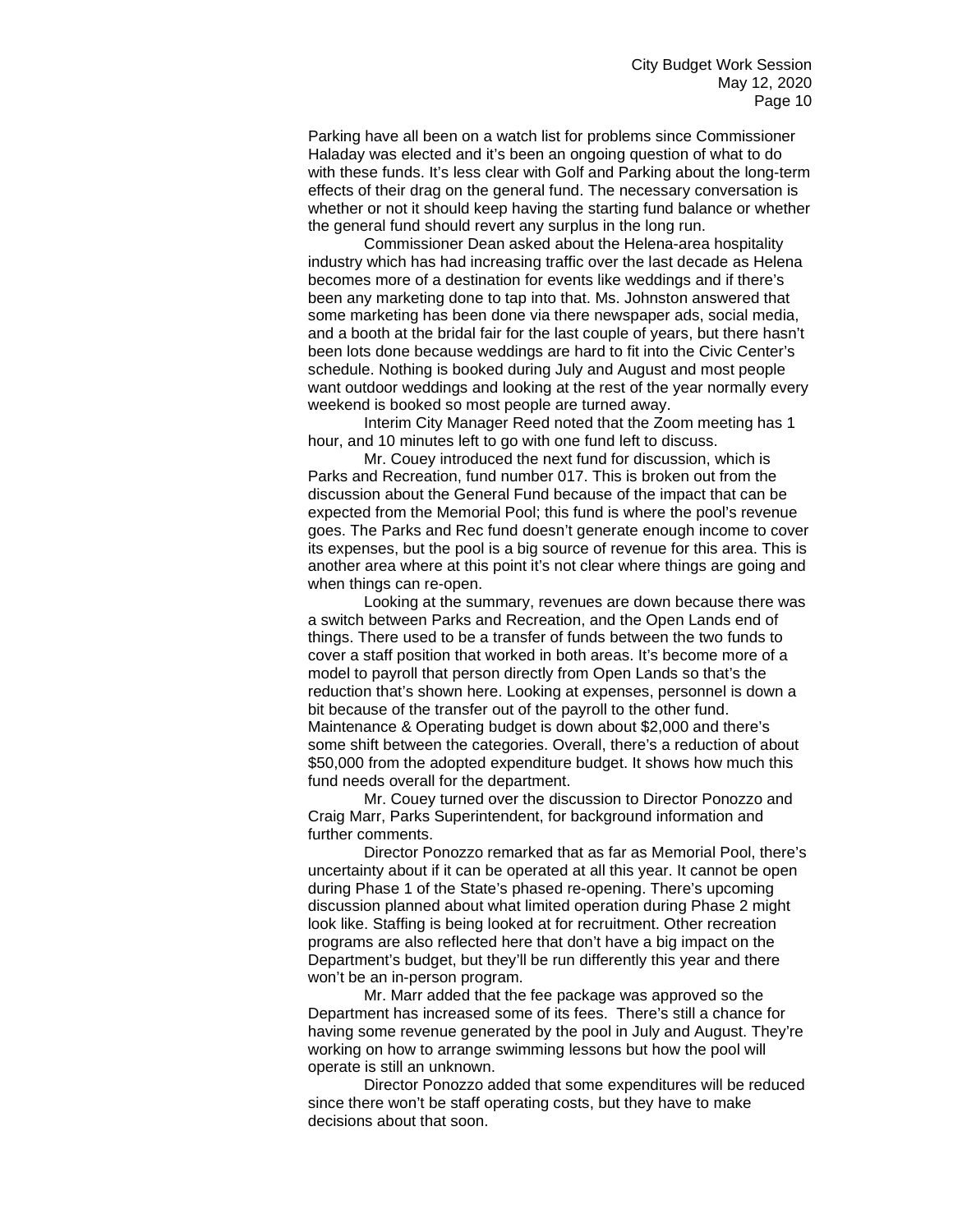Parking have all been on a watch list for problems since Commissioner Haladay was elected and it's been an ongoing question of what to do with these funds. It's less clear with Golf and Parking about the long-term effects of their drag on the general fund. The necessary conversation is whether or not it should keep having the starting fund balance or whether the general fund should revert any surplus in the long run.

Commissioner Dean asked about the Helena-area hospitality industry which has had increasing traffic over the last decade as Helena becomes more of a destination for events like weddings and if there's been any marketing done to tap into that. Ms. Johnston answered that some marketing has been done via there newspaper ads, social media, and a booth at the bridal fair for the last couple of years, but there hasn't been lots done because weddings are hard to fit into the Civic Center's schedule. Nothing is booked during July and August and most people want outdoor weddings and looking at the rest of the year normally every weekend is booked so most people are turned away.

Interim City Manager Reed noted that the Zoom meeting has 1 hour, and 10 minutes left to go with one fund left to discuss.

Mr. Couey introduced the next fund for discussion, which is Parks and Recreation, fund number 017. This is broken out from the discussion about the General Fund because of the impact that can be expected from the Memorial Pool; this fund is where the pool's revenue goes. The Parks and Rec fund doesn't generate enough income to cover its expenses, but the pool is a big source of revenue for this area. This is another area where at this point it's not clear where things are going and when things can re-open.

Looking at the summary, revenues are down because there was a switch between Parks and Recreation, and the Open Lands end of things. There used to be a transfer of funds between the two funds to cover a staff position that worked in both areas. It's become more of a model to payroll that person directly from Open Lands so that's the reduction that's shown here. Looking at expenses, personnel is down a bit because of the transfer out of the payroll to the other fund. Maintenance & Operating budget is down about $2,000 and there's some shift between the categories. Overall, there's a reduction of about $50,000 from the adopted expenditure budget. It shows how much this fund needs overall for the department.

Mr. Couey turned over the discussion to Director Ponozzo and Craig Marr, Parks Superintendent, for background information and further comments.

Director Ponozzo remarked that as far as Memorial Pool, there's uncertainty about if it can be operated at all this year. It cannot be open during Phase 1 of the State's phased re-opening. There's upcoming discussion planned about what limited operation during Phase 2 might look like. Staffing is being looked at for recruitment. Other recreation programs are also reflected here that don't have a big impact on the Department's budget, but they'll be run differently this year and there won't be an in-person program.

Mr. Marr added that the fee package was approved so the Department has increased some of its fees. There's still a chance for having some revenue generated by the pool in July and August. They're working on how to arrange swimming lessons but how the pool will operate is still an unknown.

Director Ponozzo added that some expenditures will be reduced since there won't be staff operating costs, but they have to make decisions about that soon.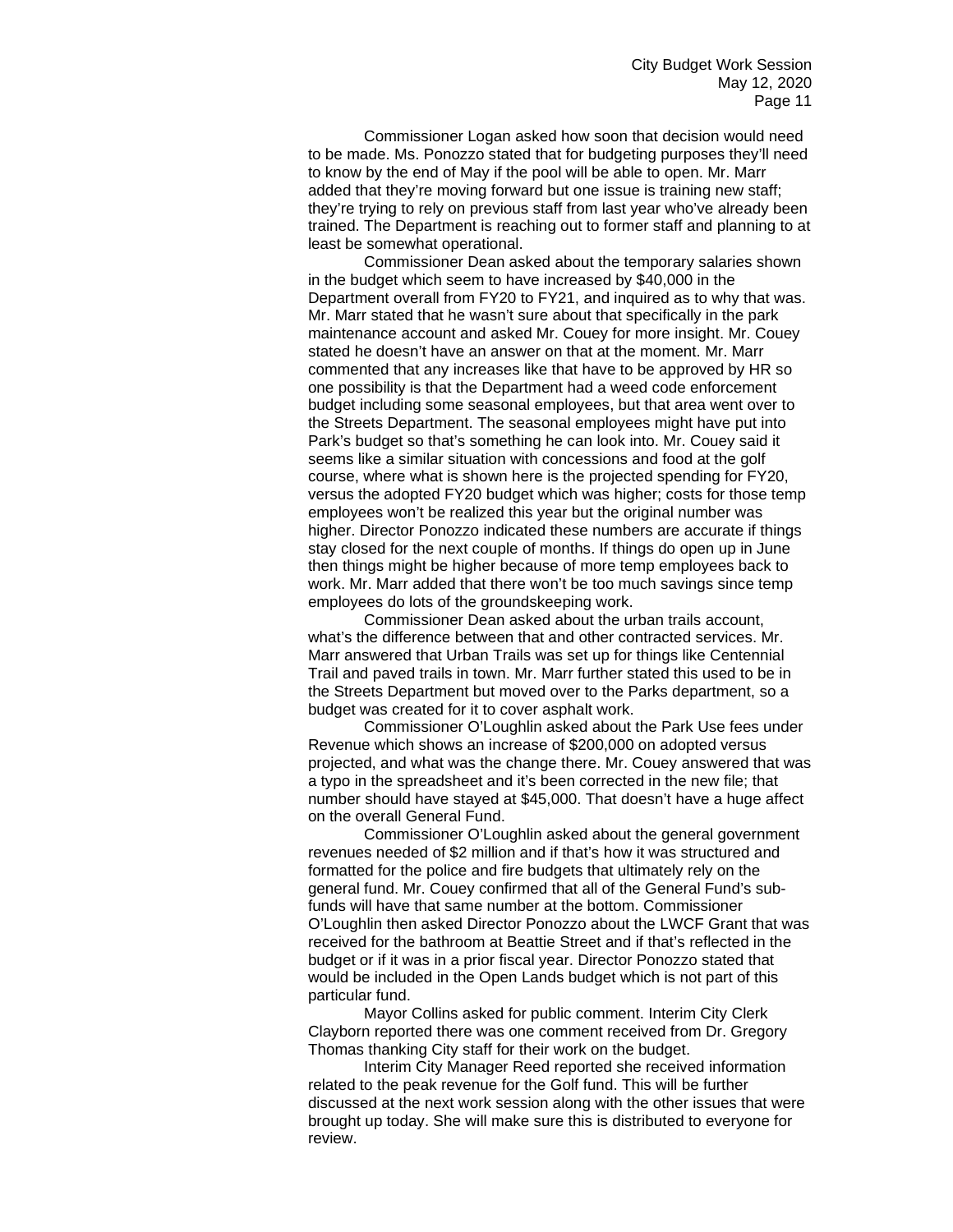Commissioner Logan asked how soon that decision would need to be made. Ms. Ponozzo stated that for budgeting purposes they'll need to know by the end of May if the pool will be able to open. Mr. Marr added that they're moving forward but one issue is training new staff; they're trying to rely on previous staff from last year who've already been trained. The Department is reaching out to former staff and planning to at least be somewhat operational.

Commissioner Dean asked about the temporary salaries shown in the budget which seem to have increased by $40,000 in the Department overall from FY20 to FY21, and inquired as to why that was. Mr. Marr stated that he wasn't sure about that specifically in the park maintenance account and asked Mr. Couey for more insight. Mr. Couey stated he doesn't have an answer on that at the moment. Mr. Marr commented that any increases like that have to be approved by HR so one possibility is that the Department had a weed code enforcement budget including some seasonal employees, but that area went over to the Streets Department. The seasonal employees might have put into Park's budget so that's something he can look into. Mr. Couey said it seems like a similar situation with concessions and food at the golf course, where what is shown here is the projected spending for FY20, versus the adopted FY20 budget which was higher; costs for those temp employees won't be realized this year but the original number was higher. Director Ponozzo indicated these numbers are accurate if things stay closed for the next couple of months. If things do open up in June then things might be higher because of more temp employees back to work. Mr. Marr added that there won't be too much savings since temp employees do lots of the groundskeeping work.

Commissioner Dean asked about the urban trails account, what's the difference between that and other contracted services. Mr. Marr answered that Urban Trails was set up for things like Centennial Trail and paved trails in town. Mr. Marr further stated this used to be in the Streets Department but moved over to the Parks department, so a budget was created for it to cover asphalt work.

Commissioner O'Loughlin asked about the Park Use fees under Revenue which shows an increase of $200,000 on adopted versus projected, and what was the change there. Mr. Couey answered that was a typo in the spreadsheet and it's been corrected in the new file; that number should have stayed at $45,000. That doesn't have a huge affect on the overall General Fund.

Commissioner O'Loughlin asked about the general government revenues needed of $2 million and if that's how it was structured and formatted for the police and fire budgets that ultimately rely on the general fund. Mr. Couey confirmed that all of the General Fund's sub-funds will have that same number at the bottom. Commissioner O'Loughlin then asked Director Ponozzo about the LWCF Grant that was received for the bathroom at Beattie Street and if that's reflected in the budget or if it was in a prior fiscal year. Director Ponozzo stated that would be included in the Open Lands budget which is not part of this particular fund.

Mayor Collins asked for public comment. Interim City Clerk Clayborn reported there was one comment received from Dr. Gregory Thomas thanking City staff for their work on the budget.

Interim City Manager Reed reported she received information related to the peak revenue for the Golf fund. This will be further discussed at the next work session along with the other issues that were brought up today. She will make sure this is distributed to everyone for review.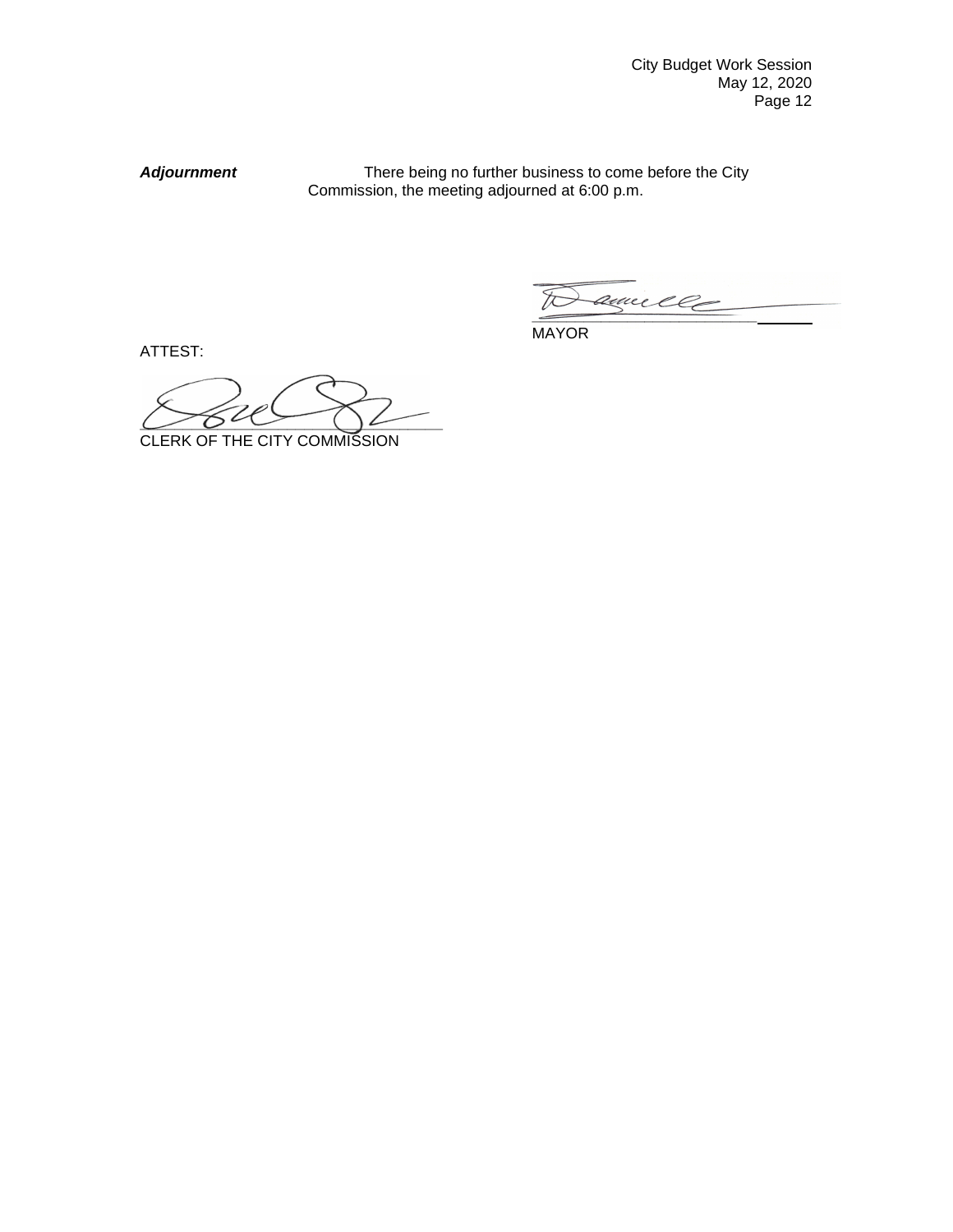***Adjournment*** There being no further business to come before the City Commission, the meeting adjourned at 6:00 p.m.

MAYOR

ATTEST:

CLERK OF THE CITY COMMISSION